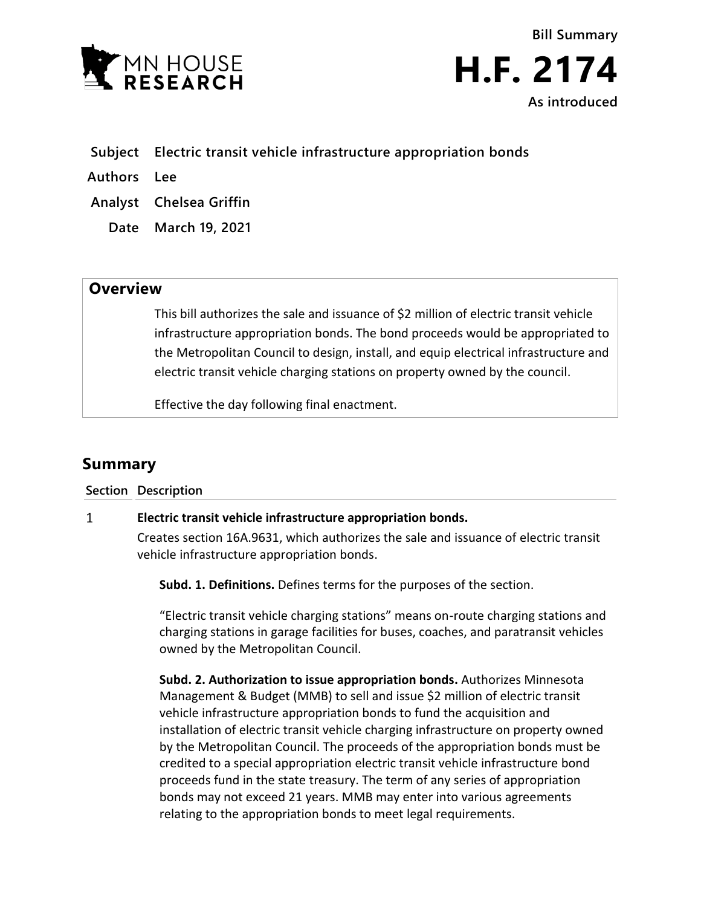Bill Summary

# H.F. 2174

As introduced

**Subject** Electric transit vehicle infrastructure appropriation bonds

**Authors** Lee

**Analyst** Chelsea Griffin

**Date** March 19, 2021

## Overview

This bill authorizes the sale and issuance of $2 million of electric transit vehicle infrastructure appropriation bonds. The bond proceeds would be appropriated to the Metropolitan Council to design, install, and equip electrical infrastructure and electric transit vehicle charging stations on property owned by the council.

Effective the day following final enactment.

## Summary

| Section | Description |
|---|---|
| 1 | **Electric transit vehicle infrastructure appropriation bonds.** |

Creates section 16A.9631, which authorizes the sale and issuance of electric transit vehicle infrastructure appropriation bonds.

**Subd. 1. Definitions.** Defines terms for the purposes of the section.

"Electric transit vehicle charging stations" means on-route charging stations and charging stations in garage facilities for buses, coaches, and paratransit vehicles owned by the Metropolitan Council.

**Subd. 2. Authorization to issue appropriation bonds.** Authorizes Minnesota Management & Budget (MMB) to sell and issue $2 million of electric transit vehicle infrastructure appropriation bonds to fund the acquisition and installation of electric transit vehicle charging infrastructure on property owned by the Metropolitan Council. The proceeds of the appropriation bonds must be credited to a special appropriation electric transit vehicle infrastructure bond proceeds fund in the state treasury. The term of any series of appropriation bonds may not exceed 21 years. MMB may enter into various agreements relating to the appropriation bonds to meet legal requirements.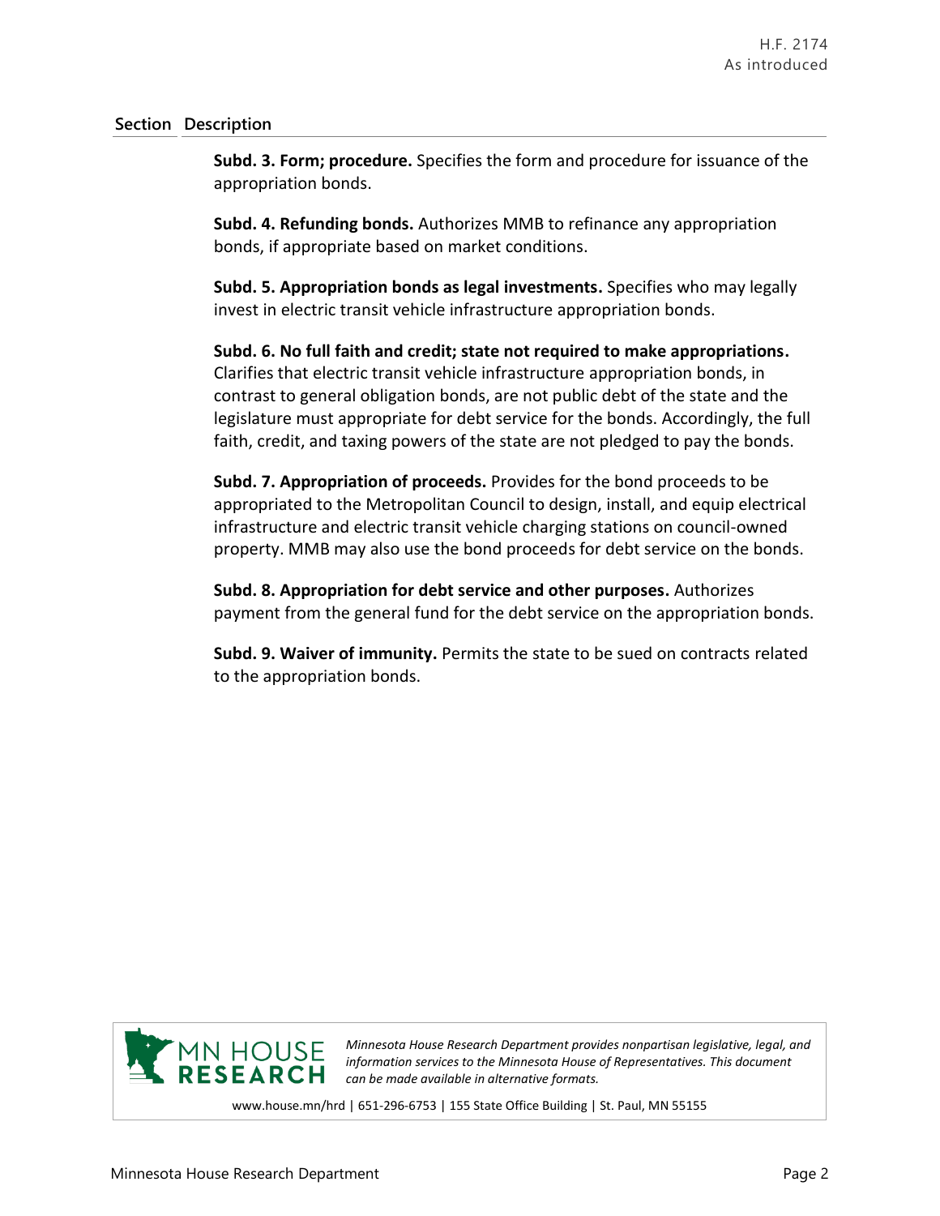| Section | Description |
| --- | --- |
| | **Subd. 3. Form; procedure.** Specifies the form and procedure for issuance of the appropriation bonds. |
| | **Subd. 4. Refunding bonds.** Authorizes MMB to refinance any appropriation bonds, if appropriate based on market conditions. |
| | **Subd. 5. Appropriation bonds as legal investments.** Specifies who may legally invest in electric transit vehicle infrastructure appropriation bonds. |
| | **Subd. 6. No full faith and credit; state not required to make appropriations.** Clarifies that electric transit vehicle infrastructure appropriation bonds, in contrast to general obligation bonds, are not public debt of the state and the legislature must appropriate for debt service for the bonds. Accordingly, the full faith, credit, and taxing powers of the state are not pledged to pay the bonds. |
| | **Subd. 7. Appropriation of proceeds.** Provides for the bond proceeds to be appropriated to the Metropolitan Council to design, install, and equip electrical infrastructure and electric transit vehicle charging stations on council-owned property. MMB may also use the bond proceeds for debt service on the bonds. |
| | **Subd. 8. Appropriation for debt service and other purposes.** Authorizes payment from the general fund for the debt service on the appropriation bonds. |
| | **Subd. 9. Waiver of immunity.** Permits the state to be sued on contracts related to the appropriation bonds. |

MN HOUSE RESEARCH

*Minnesota House Research Department provides nonpartisan legislative, legal, and information services to the Minnesota House of Representatives. This document can be made available in alternative formats.*

www.house.mn/hrd | 651-296-6753 | 155 State Office Building | St. Paul, MN 55155